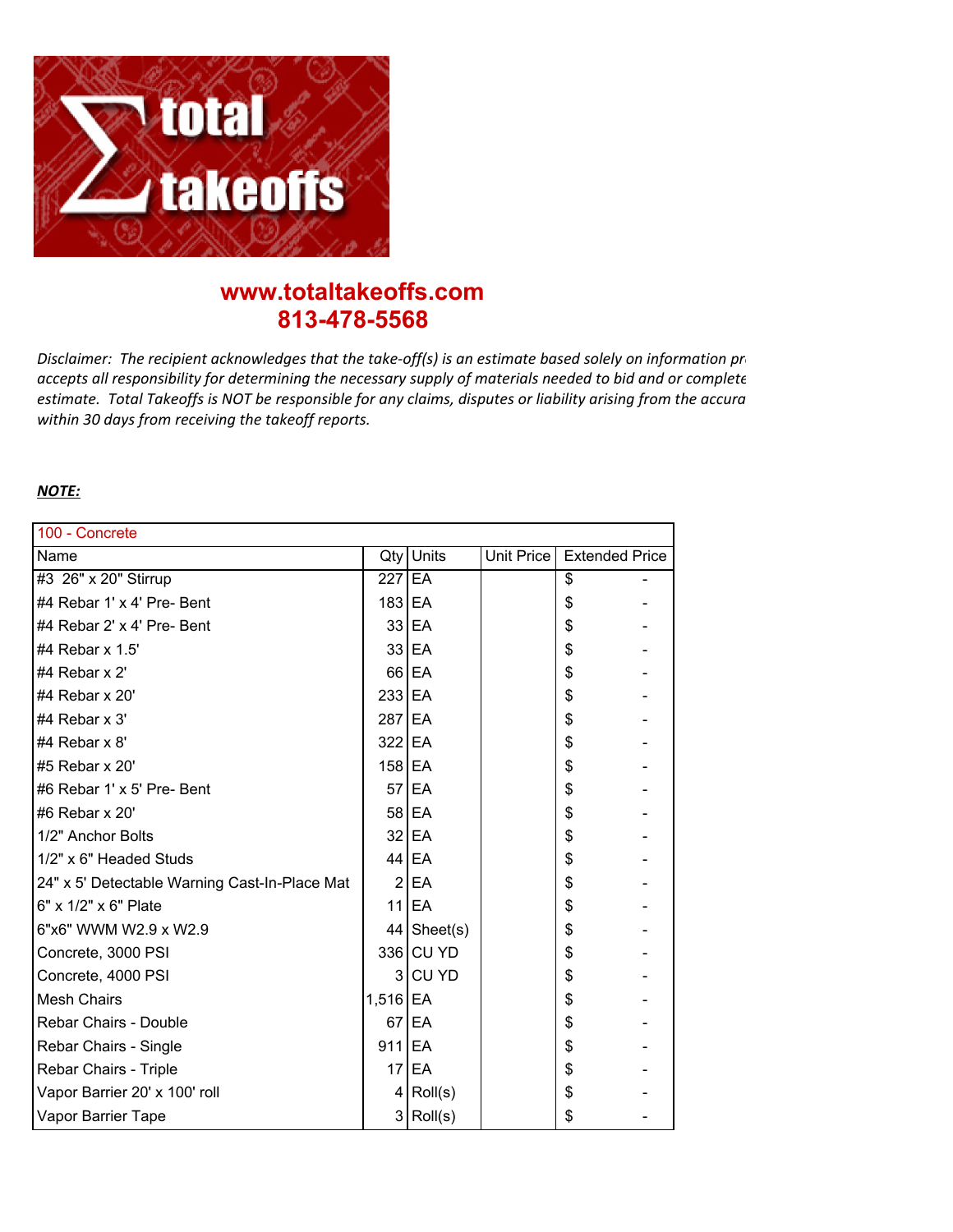**www.totaltakeoffs.com**
**813-478-5568**

*Disclaimer: The recipient acknowledges that the take-off(s) is an estimate based solely on information pr accepts all responsibility for determining the necessary supply of materials needed to bid and or complete estimate. Total Takeoffs is NOT be responsible for any claims, disputes or liability arising from the accura within 30 days from receiving the takeoff reports.*

***NOTE:***

| 100 - Concrete | | | | |
|---|---|---|---|---|
| Name | Qty | Units | Unit Price | Extended Price |
| #3 26" x 20" Stirrup | 227 | EA | | $ - |
| #4 Rebar 1' x 4' Pre- Bent | 183 | EA | | $ - |
| #4 Rebar 2' x 4' Pre- Bent | 33 | EA | | $ - |
| #4 Rebar x 1.5' | 33 | EA | | $ - |
| #4 Rebar x 2' | 66 | EA | | $ - |
| #4 Rebar x 20' | 233 | EA | | $ - |
| #4 Rebar x 3' | 287 | EA | | $ - |
| #4 Rebar x 8' | 322 | EA | | $ - |
| #5 Rebar x 20' | 158 | EA | | $ - |
| #6 Rebar 1' x 5' Pre- Bent | 57 | EA | | $ - |
| #6 Rebar x 20' | 58 | EA | | $ - |
| 1/2" Anchor Bolts | 32 | EA | | $ - |
| 1/2" x 6" Headed Studs | 44 | EA | | $ - |
| 24" x 5' Detectable Warning Cast-In-Place Mat | 2 | EA | | $ - |
| 6" x 1/2" x 6" Plate | 11 | EA | | $ - |
| 6"x6" WWM W2.9 x W2.9 | 44 | Sheet(s) | | $ - |
| Concrete, 3000 PSI | 336 | CU YD | | $ - |
| Concrete, 4000 PSI | 3 | CU YD | | $ - |
| Mesh Chairs | 1,516 | EA | | $ - |
| Rebar Chairs - Double | 67 | EA | | $ - |
| Rebar Chairs - Single | 911 | EA | | $ - |
| Rebar Chairs - Triple | 17 | EA | | $ - |
| Vapor Barrier 20' x 100' roll | 4 | Roll(s) | | $ - |
| Vapor Barrier Tape | 3 | Roll(s) | | $ - |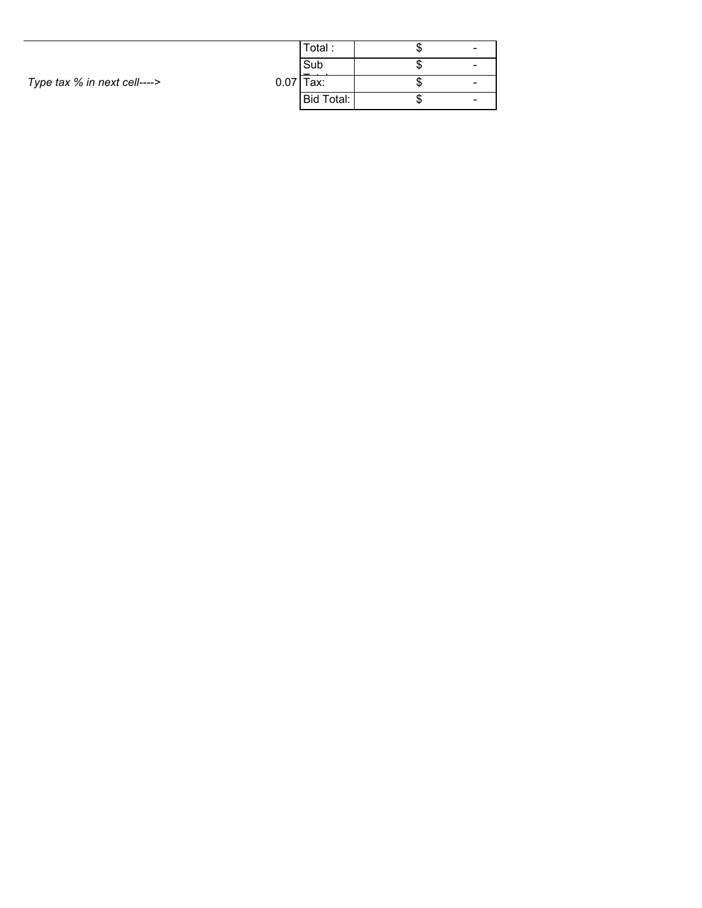| | | | |
|---|---|---|---|
| | | Total : | $ - |
| | | Sub Total: | $ - |
| *Type tax % in next cell---->* | 0.07 | Tax: | $ - |
| | | Bid Total: | $ - |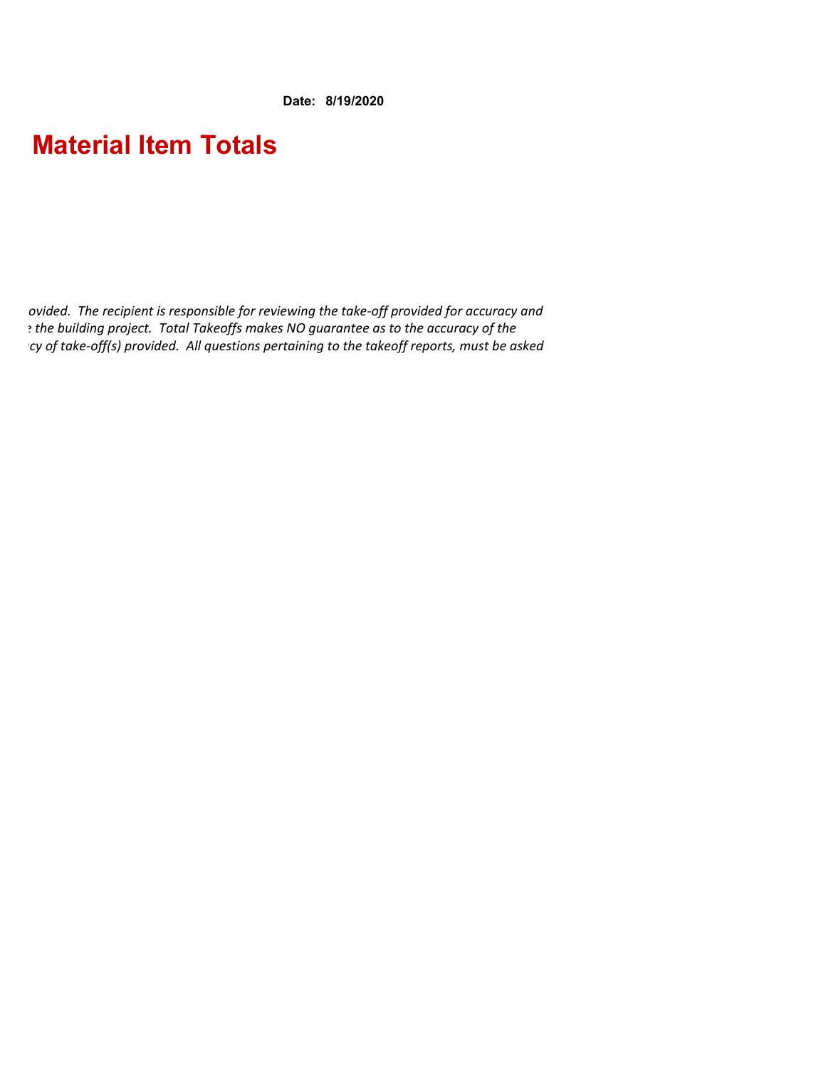**Date: 8/19/2020**

# Material Item Totals

*ovided. The recipient is responsible for reviewing the take-off provided for accuracy and*
*e the building project. Total Takeoffs makes NO guarantee as to the accuracy of the*
*cy of take-off(s) provided. All questions pertaining to the takeoff reports, must be asked*